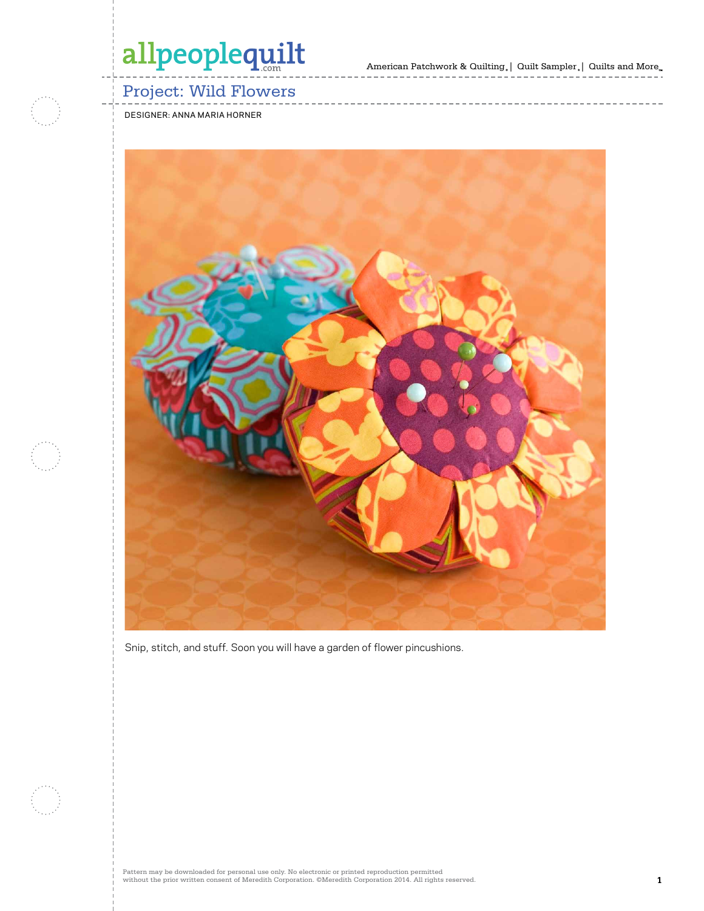# Project: Wild Flowers

DESIGNER: ANNA MARIA HORNER

Snip, stitch, and stuff. Soon you will have a garden of flower pincushions.

Pattern may be downloaded for personal use only. No electronic or printed reproduction permitted without the prior written consent of Meredith Corporation. ©Meredith Corporation 2014. All rights reserved.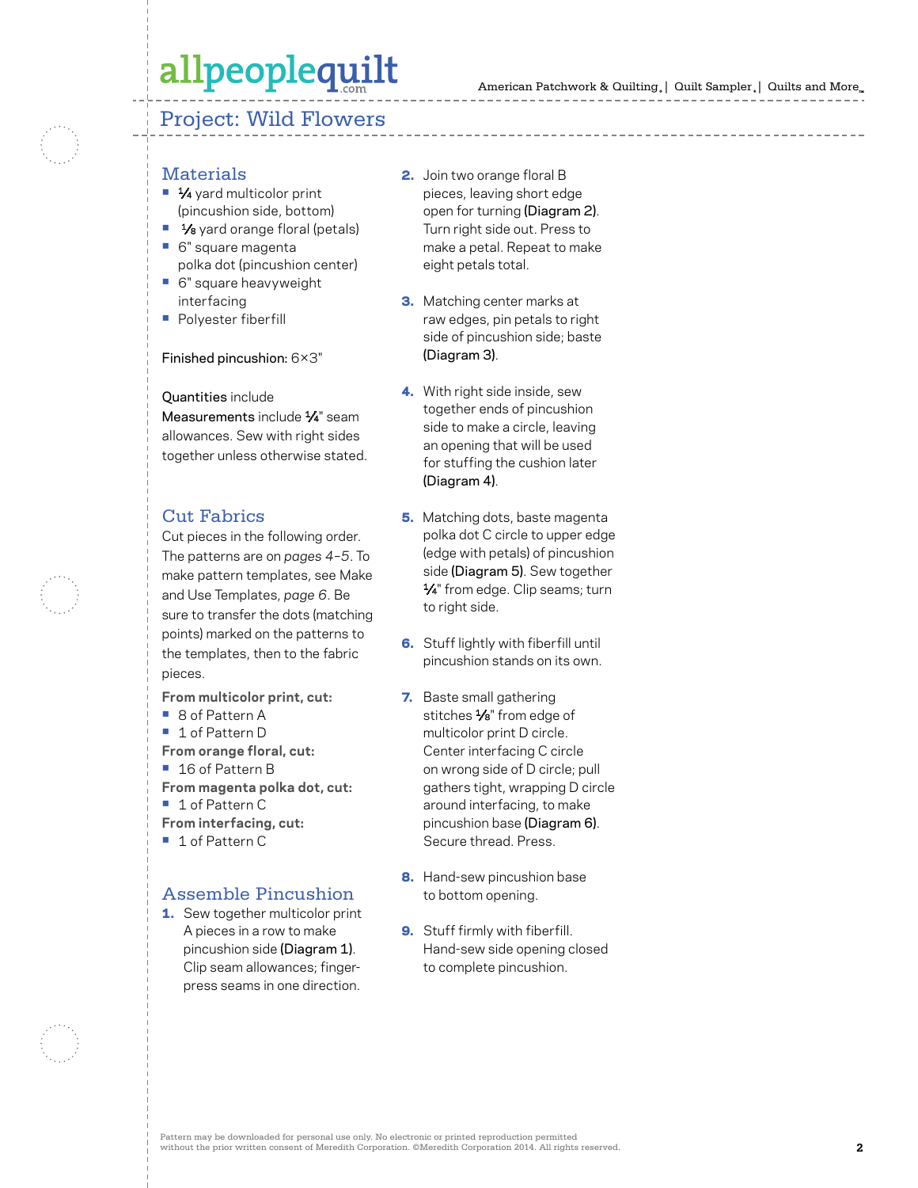## Project: Wild Flowers

### Materials

- ¼ yard multicolor print (pincushion side, bottom)
- ⅛ yard orange floral (petals)
- 6" square magenta polka dot (pincushion center)
- 6" square heavyweight interfacing
- Polyester fiberfill

Finished pincushion: 6×3"

Quantities include
Measurements include ¼" seam allowances. Sew with right sides together unless otherwise stated.

### Cut Fabrics

Cut pieces in the following order. The patterns are on *pages 4–5*. To make pattern templates, see Make and Use Templates, *page 6*. Be sure to transfer the dots (matching points) marked on the patterns to the templates, then to the fabric pieces.

**From multicolor print, cut:**
- 8 of Pattern A
- 1 of Pattern D

**From orange floral, cut:**
- 16 of Pattern B

**From magenta polka dot, cut:**
- 1 of Pattern C

**From interfacing, cut:**
- 1 of Pattern C

### Assemble Pincushion

1. Sew together multicolor print A pieces in a row to make pincushion side (Diagram 1). Clip seam allowances; finger-press seams in one direction.
2. Join two orange floral B pieces, leaving short edge open for turning (Diagram 2). Turn right side out. Press to make a petal. Repeat to make eight petals total.
3. Matching center marks at raw edges, pin petals to right side of pincushion side; baste (Diagram 3).
4. With right side inside, sew together ends of pincushion side to make a circle, leaving an opening that will be used for stuffing the cushion later (Diagram 4).
5. Matching dots, baste magenta polka dot C circle to upper edge (edge with petals) of pincushion side (Diagram 5). Sew together ¼" from edge. Clip seams; turn to right side.
6. Stuff lightly with fiberfill until pincushion stands on its own.
7. Baste small gathering stitches ⅛" from edge of multicolor print D circle. Center interfacing C circle on wrong side of D circle; pull gathers tight, wrapping D circle around interfacing, to make pincushion base (Diagram 6). Secure thread. Press.
8. Hand-sew pincushion base to bottom opening.
9. Stuff firmly with fiberfill. Hand-sew side opening closed to complete pincushion.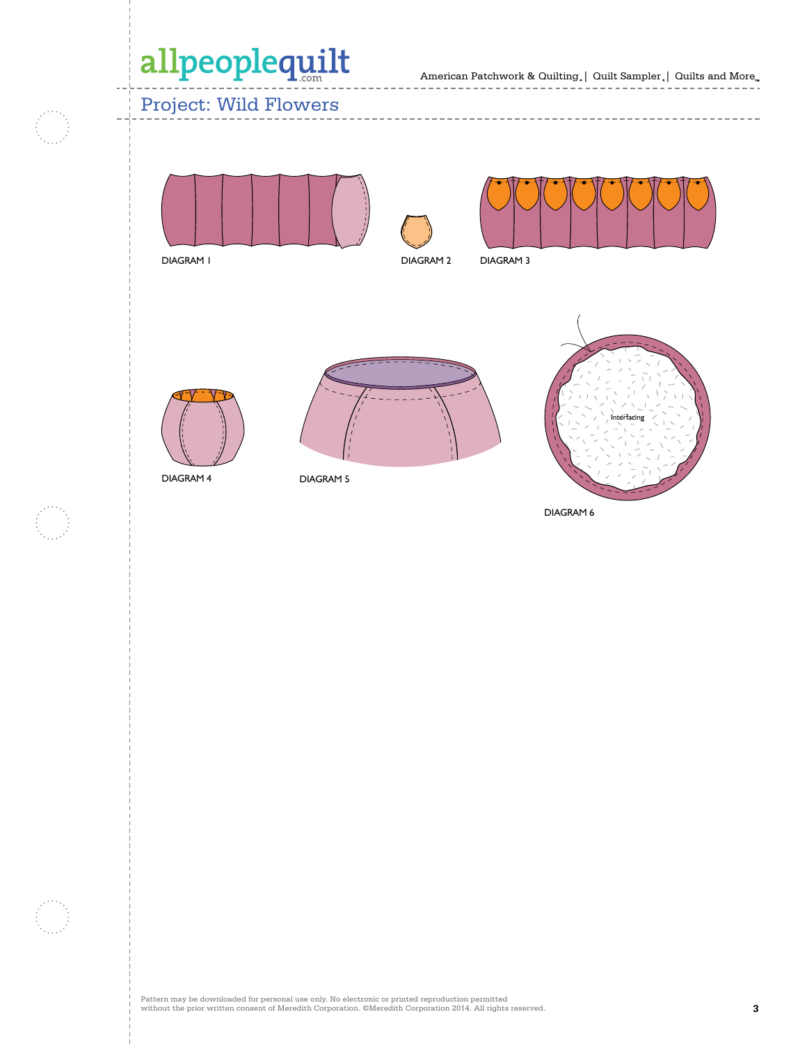## Project: Wild Flowers

DIAGRAM 1

DIAGRAM 2

DIAGRAM 3

DIAGRAM 4

DIAGRAM 5

Interfacing

DIAGRAM 6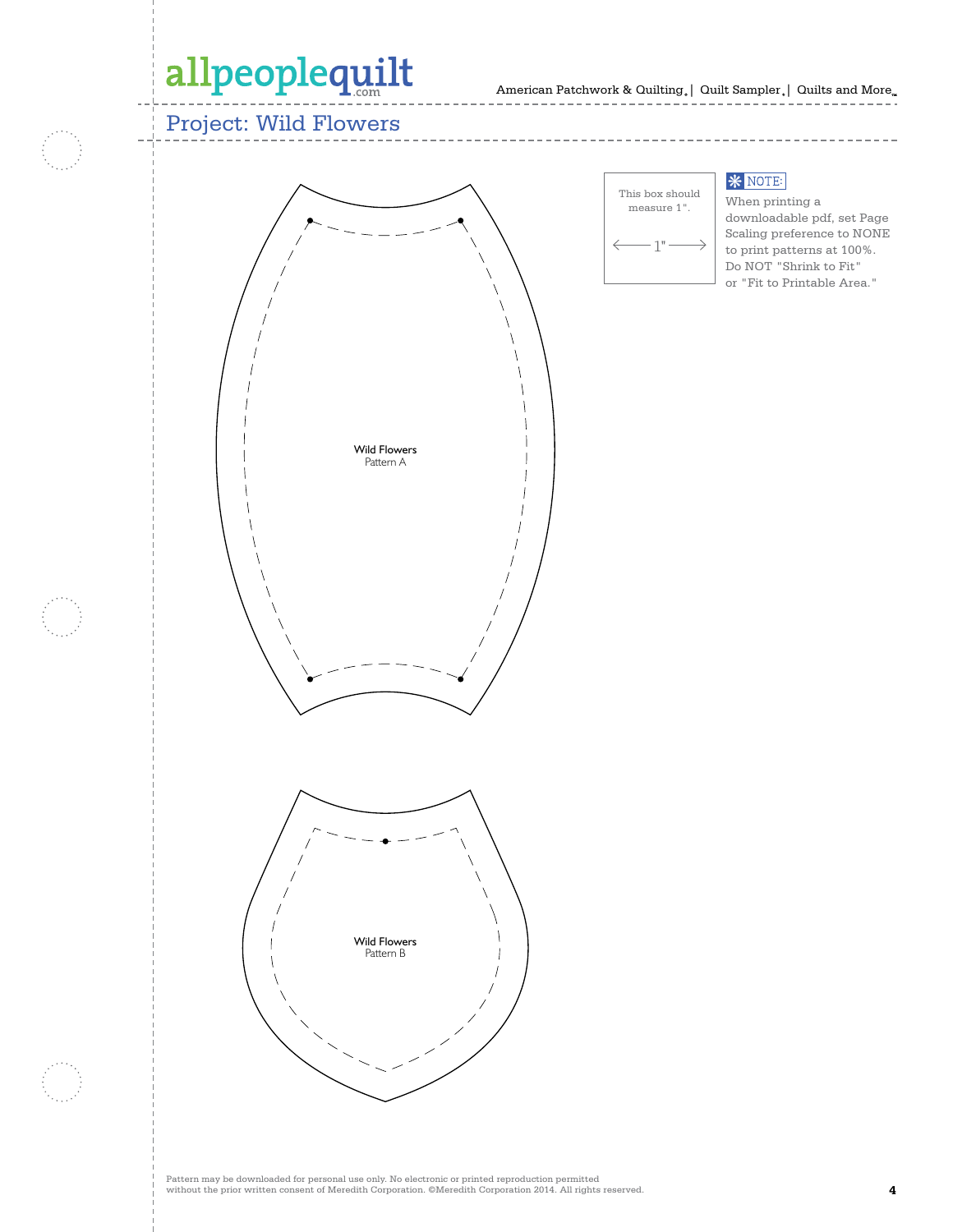## Project: Wild Flowers

This box should measure 1".

← 1" →

**NOTE:** When printing a downloadable pdf, set Page Scaling preference to NONE to print patterns at 100%. Do NOT "Shrink to Fit" or "Fit to Printable Area."

Wild Flowers
Pattern A

Wild Flowers
Pattern B

Pattern may be downloaded for personal use only. No electronic or printed reproduction permitted without the prior written consent of Meredith Corporation. ©Meredith Corporation 2014. All rights reserved.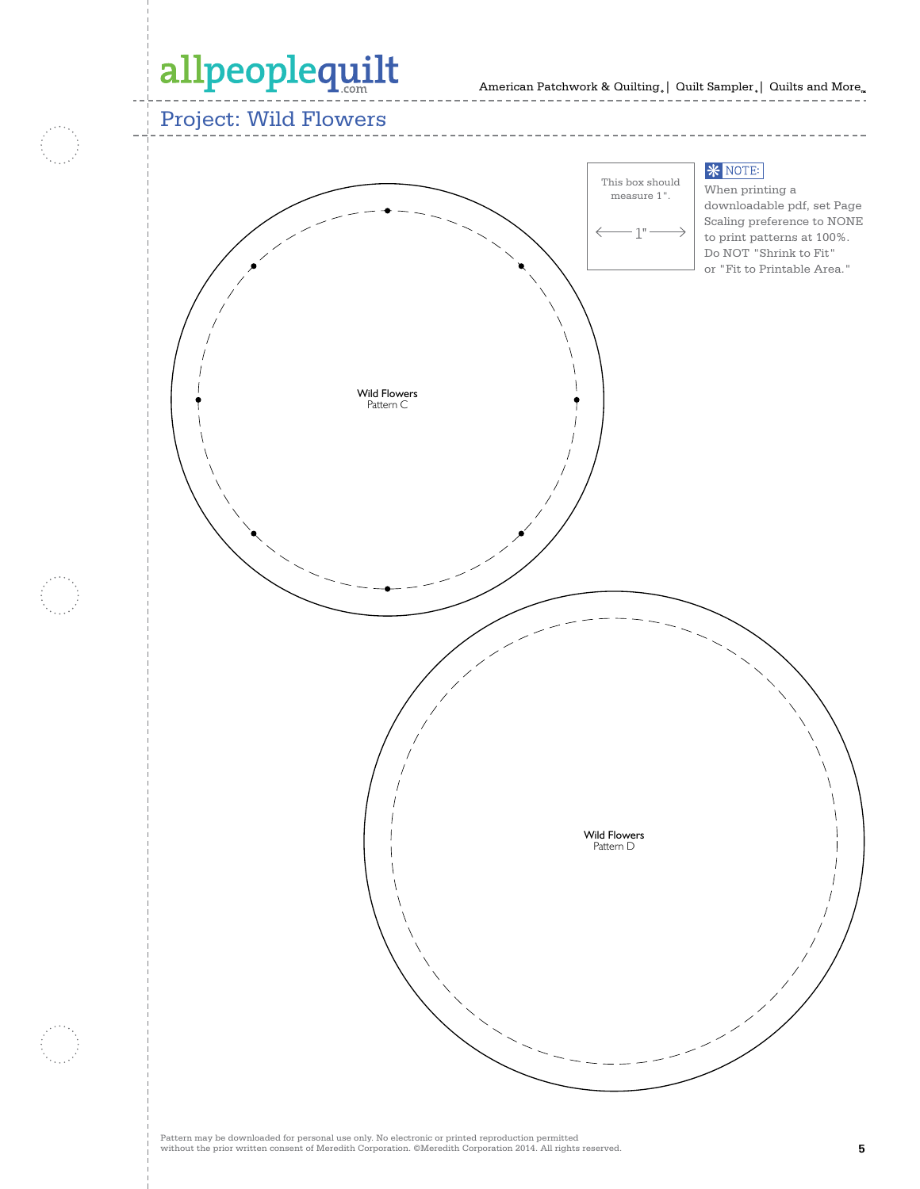## Project: Wild Flowers

This box should measure 1".

1"

**NOTE:** When printing a downloadable pdf, set Page Scaling preference to NONE to print patterns at 100%. Do NOT "Shrink to Fit" or "Fit to Printable Area."

Wild Flowers
Pattern C

Wild Flowers
Pattern D

Pattern may be downloaded for personal use only. No electronic or printed reproduction permitted without the prior written consent of Meredith Corporation. ©Meredith Corporation 2014. All rights reserved.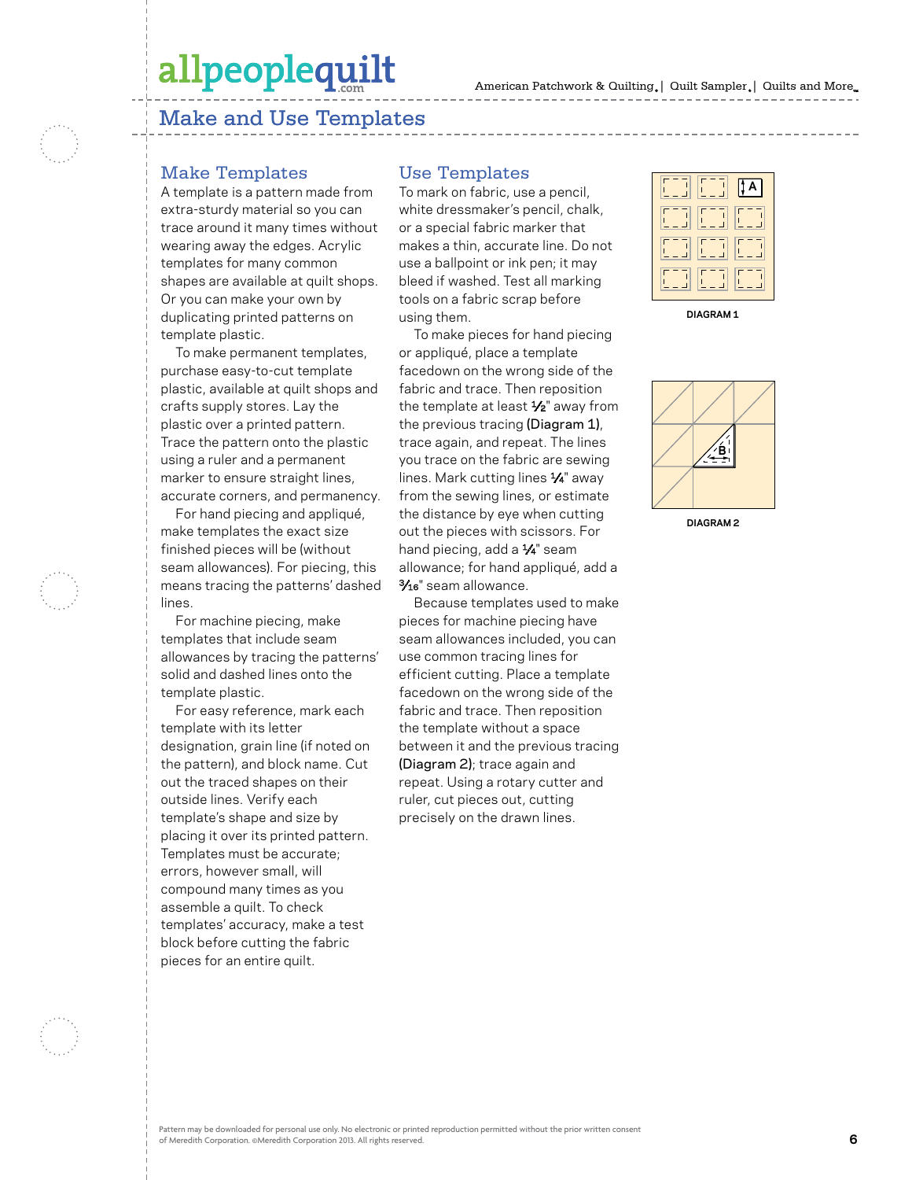# Make and Use Templates

## Make Templates

A template is a pattern made from extra-sturdy material so you can trace around it many times without wearing away the edges. Acrylic templates for many common shapes are available at quilt shops. Or you can make your own by duplicating printed patterns on template plastic.

To make permanent templates, purchase easy-to-cut template plastic, available at quilt shops and crafts supply stores. Lay the plastic over a printed pattern. Trace the pattern onto the plastic using a ruler and a permanent marker to ensure straight lines, accurate corners, and permanency.

For hand piecing and appliqué, make templates the exact size finished pieces will be (without seam allowances). For piecing, this means tracing the patterns' dashed lines.

For machine piecing, make templates that include seam allowances by tracing the patterns' solid and dashed lines onto the template plastic.

For easy reference, mark each template with its letter designation, grain line (if noted on the pattern), and block name. Cut out the traced shapes on their outside lines. Verify each template's shape and size by placing it over its printed pattern. Templates must be accurate; errors, however small, will compound many times as you assemble a quilt. To check templates' accuracy, make a test block before cutting the fabric pieces for an entire quilt.

## Use Templates

To mark on fabric, use a pencil, white dressmaker's pencil, chalk, or a special fabric marker that makes a thin, accurate line. Do not use a ballpoint or ink pen; it may bleed if washed. Test all marking tools on a fabric scrap before using them.

To make pieces for hand piecing or appliqué, place a template facedown on the wrong side of the fabric and trace. Then reposition the template at least ½" away from the previous tracing **(Diagram 1)**, trace again, and repeat. The lines you trace on the fabric are sewing lines. Mark cutting lines ¼" away from the sewing lines, or estimate the distance by eye when cutting out the pieces with scissors. For hand piecing, add a ¼" seam allowance; for hand appliqué, add a 3⁄16" seam allowance.

Because templates used to make pieces for machine piecing have seam allowances included, you can use common tracing lines for efficient cutting. Place a template facedown on the wrong side of the fabric and trace. Then reposition the template without a space between it and the previous tracing **(Diagram 2)**; trace again and repeat. Using a rotary cutter and ruler, cut pieces out, cutting precisely on the drawn lines.

A

DIAGRAM 1

B

DIAGRAM 2

Pattern may be downloaded for personal use only. No electronic or printed reproduction permitted without the prior written consent of Meredith Corporation. ©Meredith Corporation 2013. All rights reserved.